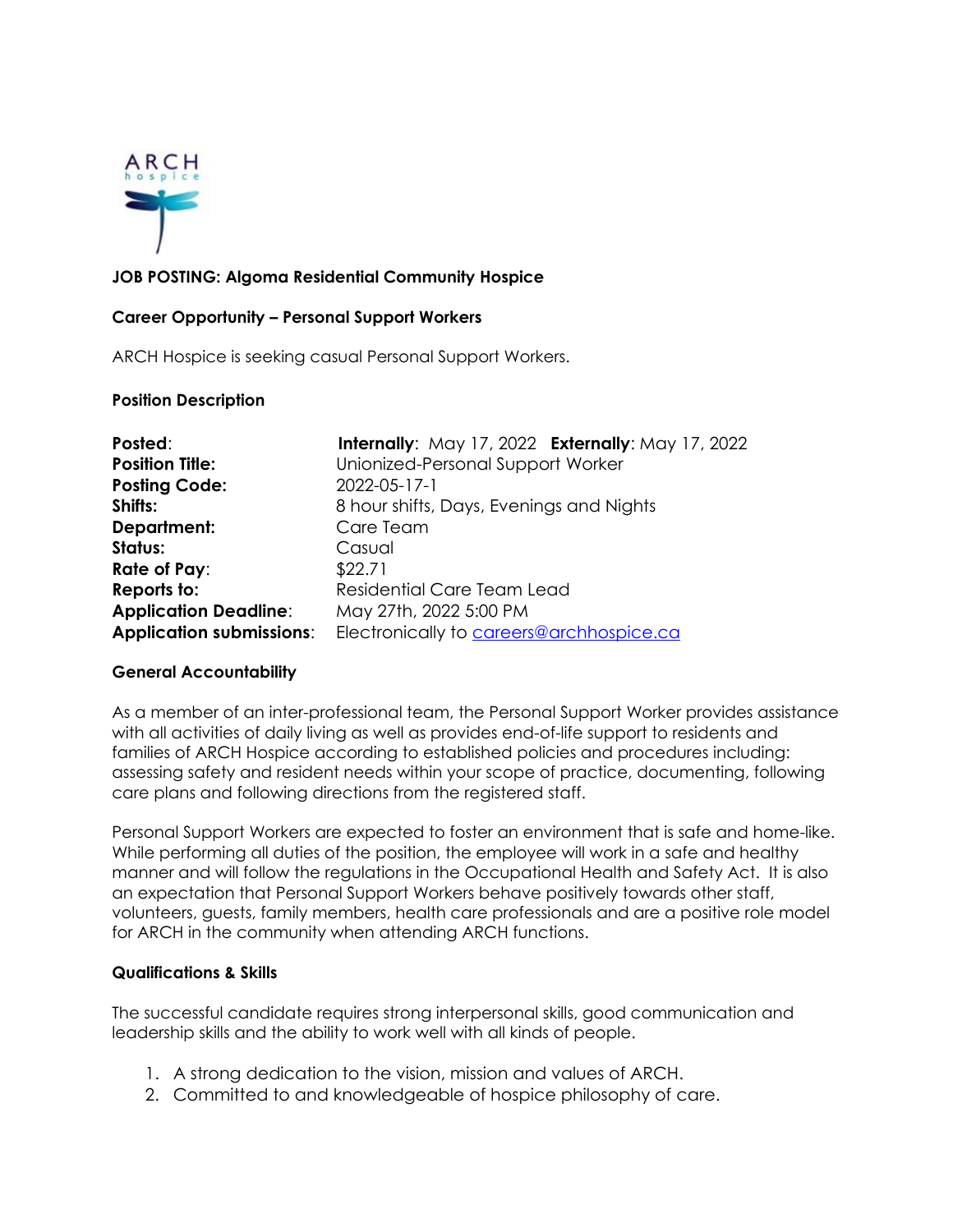**JOB POSTING: Algoma Residential Community Hospice**

**Career Opportunity – Personal Support Workers**

ARCH Hospice is seeking casual Personal Support Workers.

**Position Description**

| | |
|---|---|
| **Posted**: | **Internally**: May 17, 2022 **Externally**: May 17, 2022 |
| **Position Title:** | Unionized-Personal Support Worker |
| **Posting Code:** | 2022-05-17-1 |
| **Shifts:** | 8 hour shifts, Days, Evenings and Nights |
| **Department:** | Care Team |
| **Status:** | Casual |
| **Rate of Pay**: | $22.71 |
| **Reports to:** | Residential Care Team Lead |
| **Application Deadline**: | May 27th, 2022 5:00 PM |
| **Application submissions**: | Electronically to careers@archhospice.ca |

**General Accountability**

As a member of an inter-professional team, the Personal Support Worker provides assistance with all activities of daily living as well as provides end-of-life support to residents and families of ARCH Hospice according to established policies and procedures including: assessing safety and resident needs within your scope of practice, documenting, following care plans and following directions from the registered staff.

Personal Support Workers are expected to foster an environment that is safe and home-like. While performing all duties of the position, the employee will work in a safe and healthy manner and will follow the regulations in the Occupational Health and Safety Act. It is also an expectation that Personal Support Workers behave positively towards other staff, volunteers, guests, family members, health care professionals and are a positive role model for ARCH in the community when attending ARCH functions.

**Qualifications & Skills**

The successful candidate requires strong interpersonal skills, good communication and leadership skills and the ability to work well with all kinds of people.

1. A strong dedication to the vision, mission and values of ARCH.
2. Committed to and knowledgeable of hospice philosophy of care.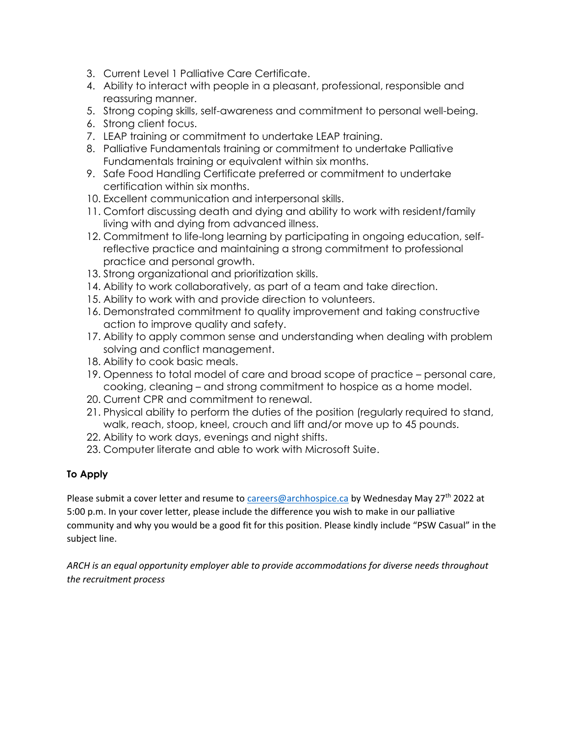3. Current Level 1 Palliative Care Certificate.
4. Ability to interact with people in a pleasant, professional, responsible and reassuring manner.
5. Strong coping skills, self-awareness and commitment to personal well-being.
6. Strong client focus.
7. LEAP training or commitment to undertake LEAP training.
8. Palliative Fundamentals training or commitment to undertake Palliative Fundamentals training or equivalent within six months.
9. Safe Food Handling Certificate preferred or commitment to undertake certification within six months.
10. Excellent communication and interpersonal skills.
11. Comfort discussing death and dying and ability to work with resident/family living with and dying from advanced illness.
12. Commitment to life-long learning by participating in ongoing education, self-reflective practice and maintaining a strong commitment to professional practice and personal growth.
13. Strong organizational and prioritization skills.
14. Ability to work collaboratively, as part of a team and take direction.
15. Ability to work with and provide direction to volunteers.
16. Demonstrated commitment to quality improvement and taking constructive action to improve quality and safety.
17. Ability to apply common sense and understanding when dealing with problem solving and conflict management.
18. Ability to cook basic meals.
19. Openness to total model of care and broad scope of practice – personal care, cooking, cleaning – and strong commitment to hospice as a home model.
20. Current CPR and commitment to renewal.
21. Physical ability to perform the duties of the position (regularly required to stand, walk, reach, stoop, kneel, crouch and lift and/or move up to 45 pounds.
22. Ability to work days, evenings and night shifts.
23. Computer literate and able to work with Microsoft Suite.

**To Apply**

Please submit a cover letter and resume to careers@archhospice.ca by Wednesday May 27th 2022 at 5:00 p.m. In your cover letter, please include the difference you wish to make in our palliative community and why you would be a good fit for this position. Please kindly include "PSW Casual" in the subject line.

*ARCH is an equal opportunity employer able to provide accommodations for diverse needs throughout the recruitment process*